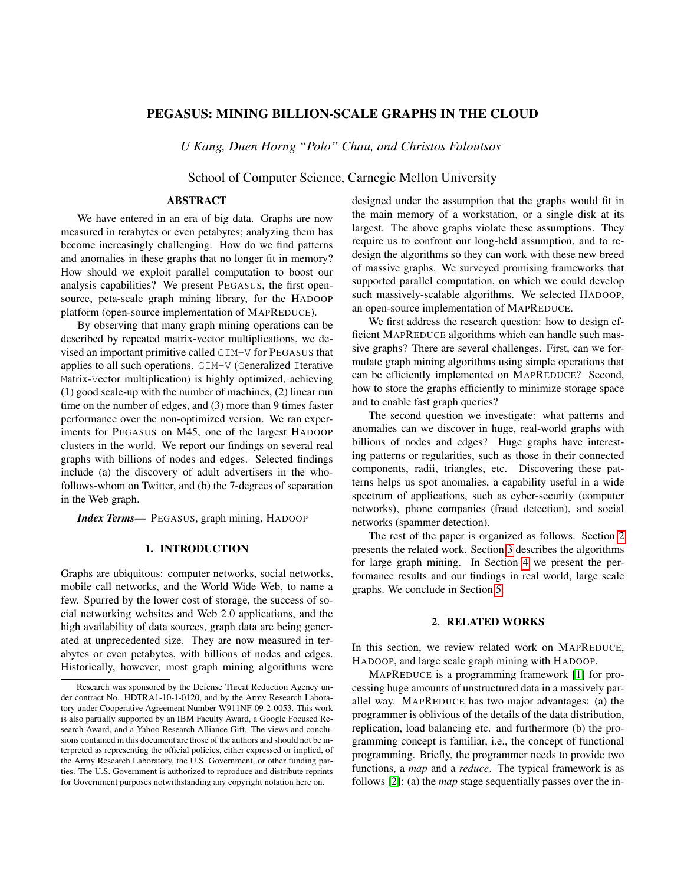# PEGASUS: MINING BILLION-SCALE GRAPHS IN THE CLOUD

*U Kang, Duen Horng "Polo" Chau, and Christos Faloutsos*

School of Computer Science, Carnegie Mellon University

## ABSTRACT

We have entered in an era of big data. Graphs are now measured in terabytes or even petabytes; analyzing them has become increasingly challenging. How do we find patterns and anomalies in these graphs that no longer fit in memory? How should we exploit parallel computation to boost our analysis capabilities? We present PEGASUS, the first open-source, peta-scale graph mining library, for the HADOOP platform (open-source implementation of MAPREDUCE).

By observing that many graph mining operations can be described by repeated matrix-vector multiplications, we devised an important primitive called GIM-V for PEGASUS that applies to all such operations. GIM-V (Generalized Iterative Matrix-Vector multiplication) is highly optimized, achieving (1) good scale-up with the number of machines, (2) linear run time on the number of edges, and (3) more than 9 times faster performance over the non-optimized version. We ran experiments for PEGASUS on M45, one of the largest HADOOP clusters in the world. We report our findings on several real graphs with billions of nodes and edges. Selected findings include (a) the discovery of adult advertisers in the who-follows-whom on Twitter, and (b) the 7-degrees of separation in the Web graph.

***Index Terms***— PEGASUS, graph mining, HADOOP

## 1. INTRODUCTION

Graphs are ubiquitous: computer networks, social networks, mobile call networks, and the World Wide Web, to name a few. Spurred by the lower cost of storage, the success of social networking websites and Web 2.0 applications, and the high availability of data sources, graph data are being generated at unprecedented size. They are now measured in terabytes or even petabytes, with billions of nodes and edges. Historically, however, most graph mining algorithms were designed under the assumption that the graphs would fit in the main memory of a workstation, or a single disk at its largest. The above graphs violate these assumptions. They require us to confront our long-held assumption, and to redesign the algorithms so they can work with these new breed of massive graphs. We surveyed promising frameworks that supported parallel computation, on which we could develop such massively-scalable algorithms. We selected HADOOP, an open-source implementation of MAPREDUCE.

We first address the research question: how to design efficient MAPREDUCE algorithms which can handle such massive graphs? There are several challenges. First, can we formulate graph mining algorithms using simple operations that can be efficiently implemented on MAPREDUCE? Second, how to store the graphs efficiently to minimize storage space and to enable fast graph queries?

The second question we investigate: what patterns and anomalies can we discover in huge, real-world graphs with billions of nodes and edges? Huge graphs have interesting patterns or regularities, such as those in their connected components, radii, triangles, etc. Discovering these patterns helps us spot anomalies, a capability useful in a wide spectrum of applications, such as cyber-security (computer networks), phone companies (fraud detection), and social networks (spammer detection).

The rest of the paper is organized as follows. Section 2 presents the related work. Section 3 describes the algorithms for large graph mining. In Section 4 we present the performance results and our findings in real world, large scale graphs. We conclude in Section 5.

## 2. RELATED WORKS

In this section, we review related work on MAPREDUCE, HADOOP, and large scale graph mining with HADOOP.

MAPREDUCE is a programming framework [1] for processing huge amounts of unstructured data in a massively parallel way. MAPREDUCE has two major advantages: (a) the programmer is oblivious of the details of the data distribution, replication, load balancing etc. and furthermore (b) the programming concept is familiar, i.e., the concept of functional programming. Briefly, the programmer needs to provide two functions, a *map* and a *reduce*. The typical framework is as follows [2]: (a) the *map* stage sequentially passes over the in-

---

Research was sponsored by the Defense Threat Reduction Agency under contract No. HDTRA1-10-1-0120, and by the Army Research Laboratory under Cooperative Agreement Number W911NF-09-2-0053. This work is also partially supported by an IBM Faculty Award, a Google Focused Research Award, and a Yahoo Research Alliance Gift. The views and conclusions contained in this document are those of the authors and should not be interpreted as representing the official policies, either expressed or implied, of the Army Research Laboratory, the U.S. Government, or other funding parties. The U.S. Government is authorized to reproduce and distribute reprints for Government purposes notwithstanding any copyright notation here on.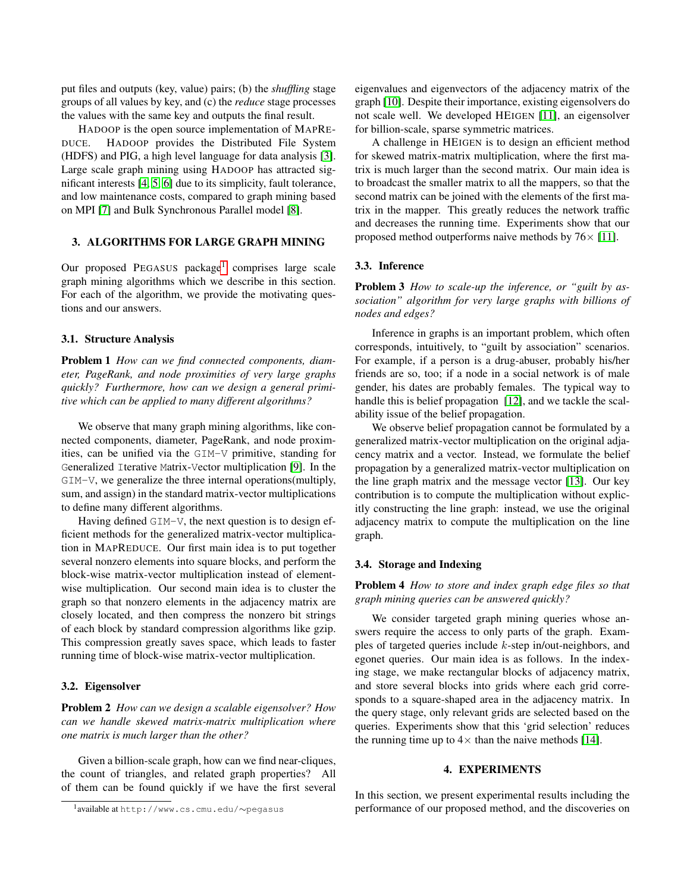put files and outputs (key, value) pairs; (b) the *shuffling* stage groups of all values by key, and (c) the *reduce* stage processes the values with the same key and outputs the final result.

HADOOP is the open source implementation of MAPREDUCE. HADOOP provides the Distributed File System (HDFS) and PIG, a high level language for data analysis [3]. Large scale graph mining using HADOOP has attracted significant interests [4, 5, 6] due to its simplicity, fault tolerance, and low maintenance costs, compared to graph mining based on MPI [7] and Bulk Synchronous Parallel model [8].

## 3. ALGORITHMS FOR LARGE GRAPH MINING

Our proposed PEGASUS package[1] comprises large scale graph mining algorithms which we describe in this section. For each of the algorithm, we provide the motivating questions and our answers.

### 3.1. Structure Analysis

**Problem 1** *How can we find connected components, diameter, PageRank, and node proximities of very large graphs quickly? Furthermore, how can we design a general primitive which can be applied to many different algorithms?*

We observe that many graph mining algorithms, like connected components, diameter, PageRank, and node proximities, can be unified via the GIM-V primitive, standing for Generalized Iterative Matrix-Vector multiplication [9]. In the GIM-V, we generalize the three internal operations(multiply, sum, and assign) in the standard matrix-vector multiplications to define many different algorithms.

Having defined GIM-V, the next question is to design efficient methods for the generalized matrix-vector multiplication in MAPREDUCE. Our first main idea is to put together several nonzero elements into square blocks, and perform the block-wise matrix-vector multiplication instead of element-wise multiplication. Our second main idea is to cluster the graph so that nonzero elements in the adjacency matrix are closely located, and then compress the nonzero bit strings of each block by standard compression algorithms like gzip. This compression greatly saves space, which leads to faster running time of block-wise matrix-vector multiplication.

### 3.2. Eigensolver

**Problem 2** *How can we design a scalable eigensolver? How can we handle skewed matrix-matrix multiplication where one matrix is much larger than the other?*

Given a billion-scale graph, how can we find near-cliques, the count of triangles, and related graph properties? All of them can be found quickly if we have the first several eigenvalues and eigenvectors of the adjacency matrix of the graph [10]. Despite their importance, existing eigensolvers do not scale well. We developed HEIGEN [11], an eigensolver for billion-scale, sparse symmetric matrices.

A challenge in HEIGEN is to design an efficient method for skewed matrix-matrix multiplication, where the first matrix is much larger than the second matrix. Our main idea is to broadcast the smaller matrix to all the mappers, so that the second matrix can be joined with the elements of the first matrix in the mapper. This greatly reduces the network traffic and decreases the running time. Experiments show that our proposed method outperforms naive methods by 76× [11].

### 3.3. Inference

**Problem 3** *How to scale-up the inference, or "guilt by association" algorithm for very large graphs with billions of nodes and edges?*

Inference in graphs is an important problem, which often corresponds, intuitively, to "guilt by association" scenarios. For example, if a person is a drug-abuser, probably his/her friends are so, too; if a node in a social network is of male gender, his dates are probably females. The typical way to handle this is belief propagation [12], and we tackle the scalability issue of the belief propagation.

We observe belief propagation cannot be formulated by a generalized matrix-vector multiplication on the original adjacency matrix and a vector. Instead, we formulate the belief propagation by a generalized matrix-vector multiplication on the line graph matrix and the message vector [13]. Our key contribution is to compute the multiplication without explicitly constructing the line graph: instead, we use the original adjacency matrix to compute the multiplication on the line graph.

### 3.4. Storage and Indexing

**Problem 4** *How to store and index graph edge files so that graph mining queries can be answered quickly?*

We consider targeted graph mining queries whose answers require the access to only parts of the graph. Examples of targeted queries include $k$-step in/out-neighbors, and egonet queries. Our main idea is as follows. In the indexing stage, we make rectangular blocks of adjacency matrix, and store several blocks into grids where each grid corresponds to a square-shaped area in the adjacency matrix. In the query stage, only relevant grids are selected based on the queries. Experiments show that this 'grid selection' reduces the running time up to 4× than the naive methods [14].

## 4. EXPERIMENTS

In this section, we present experimental results including the performance of our proposed method, and the discoveries on

[1] available at http://www.cs.cmu.edu/∼pegasus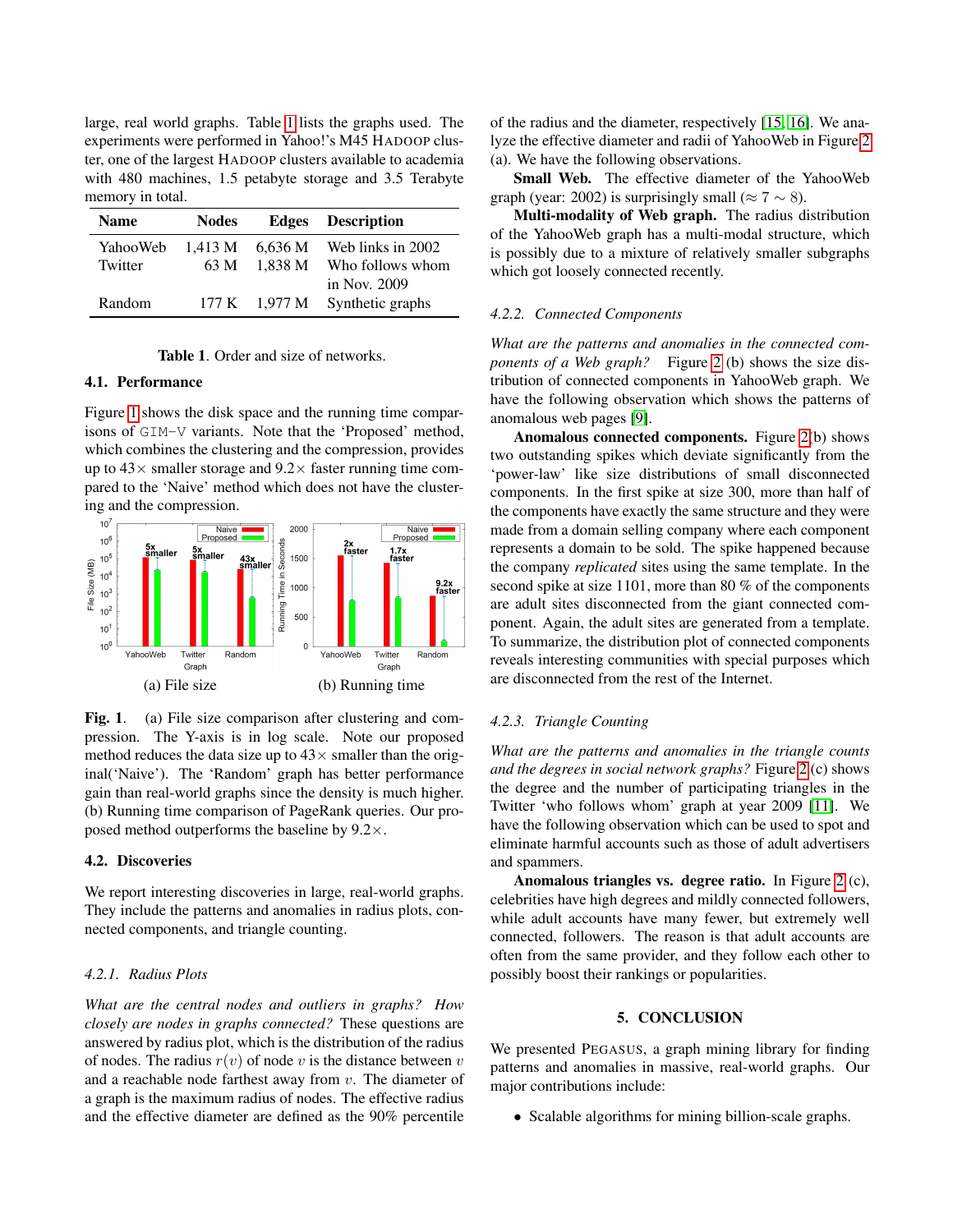large, real world graphs. Table 1 lists the graphs used. The experiments were performed in Yahoo!'s M45 HADOOP cluster, one of the largest HADOOP clusters available to academia with 480 machines, 1.5 petabyte storage and 3.5 Terabyte memory in total.

| Name | Nodes | Edges | Description |
|---|---|---|---|
| YahooWeb | 1,413 M | 6,636 M | Web links in 2002 |
| Twitter | 63 M | 1,838 M | Who follows whom in Nov. 2009 |
| Random | 177 K | 1,977 M | Synthetic graphs |

**Table 1**. Order and size of networks.

### 4.1. Performance

Figure 1 shows the disk space and the running time comparisons of GIM-V variants. Note that the 'Proposed' method, which combines the clustering and the compression, provides up to 43× smaller storage and 9.2× faster running time compared to the 'Naive' method which does not have the clustering and the compression.

(a) File size (b) Running time

**Fig. 1**. (a) File size comparison after clustering and compression. The Y-axis is in log scale. Note our proposed method reduces the data size up to 43× smaller than the original('Naive'). The 'Random' graph has better performance gain than real-world graphs since the density is much higher. (b) Running time comparison of PageRank queries. Our proposed method outperforms the baseline by 9.2×.

### 4.2. Discoveries

We report interesting discoveries in large, real-world graphs. They include the patterns and anomalies in radius plots, connected components, and triangle counting.

#### 4.2.1. Radius Plots

*What are the central nodes and outliers in graphs? How closely are nodes in graphs connected?* These questions are answered by radius plot, which is the distribution of the radius of nodes. The radius $r(v)$ of node $v$ is the distance between $v$ and a reachable node farthest away from $v$. The diameter of a graph is the maximum radius of nodes. The effective radius and the effective diameter are defined as the 90% percentile of the radius and the diameter, respectively [15, 16]. We analyze the effective diameter and radii of YahooWeb in Figure 2 (a). We have the following observations.

**Small Web.** The effective diameter of the YahooWeb graph (year: 2002) is surprisingly small ($\approx 7 \sim 8$).

**Multi-modality of Web graph.** The radius distribution of the YahooWeb graph has a multi-modal structure, which is possibly due to a mixture of relatively smaller subgraphs which got loosely connected recently.

#### 4.2.2. Connected Components

*What are the patterns and anomalies in the connected components of a Web graph?* Figure 2 (b) shows the size distribution of connected components in YahooWeb graph. We have the following observation which shows the patterns of anomalous web pages [9].

**Anomalous connected components.** Figure 2(b) shows two outstanding spikes which deviate significantly from the 'power-law' like size distributions of small disconnected components. In the first spike at size 300, more than half of the components have exactly the same structure and they were made from a domain selling company where each component represents a domain to be sold. The spike happened because the company *replicated* sites using the same template. In the second spike at size 1101, more than 80 % of the components are adult sites disconnected from the giant connected component. Again, the adult sites are generated from a template. To summarize, the distribution plot of connected components reveals interesting communities with special purposes which are disconnected from the rest of the Internet.

#### 4.2.3. Triangle Counting

*What are the patterns and anomalies in the triangle counts and the degrees in social network graphs?* Figure 2 (c) shows the degree and the number of participating triangles in the Twitter 'who follows whom' graph at year 2009 [11]. We have the following observation which can be used to spot and eliminate harmful accounts such as those of adult advertisers and spammers.

**Anomalous triangles vs. degree ratio.** In Figure 2 (c), celebrities have high degrees and mildly connected followers, while adult accounts have many fewer, but extremely well connected, followers. The reason is that adult accounts are often from the same provider, and they follow each other to possibly boost their rankings or popularities.

## 5. CONCLUSION

We presented PEGASUS, a graph mining library for finding patterns and anomalies in massive, real-world graphs. Our major contributions include:

- Scalable algorithms for mining billion-scale graphs.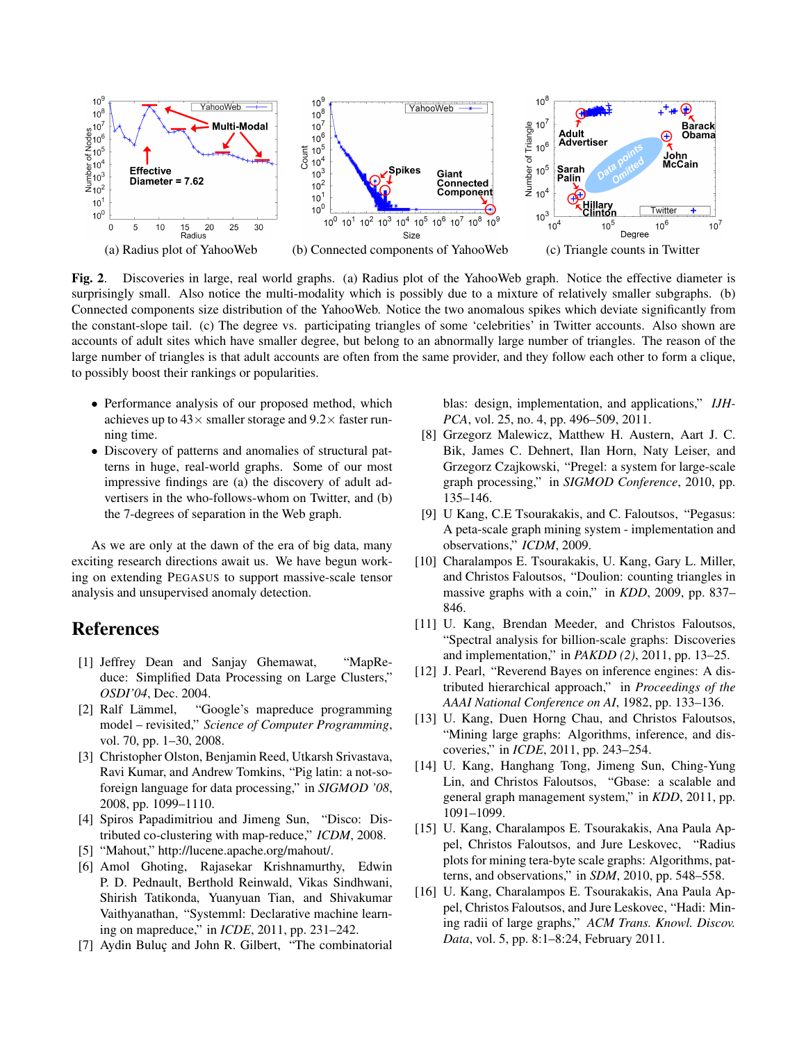YahooWeb
Multi-Modal
Effective Diameter = 7.62
Number of Nodes
Radius

(a) Radius plot of YahooWeb

YahooWeb
Spikes
Giant Connected Component
Count
Size

(b) Connected components of YahooWeb

Adult Advertiser
Barack Obama
John McCain
Sarah Palin
Hillary Clinton
Data points Omitted
Twitter
Number of Triangle
Degree

(c) Triangle counts in Twitter

**Fig. 2.** Discoveries in large, real world graphs. (a) Radius plot of the YahooWeb graph. Notice the effective diameter is surprisingly small. Also notice the multi-modality which is possibly due to a mixture of relatively smaller subgraphs. (b) Connected components size distribution of the YahooWeb. Notice the two anomalous spikes which deviate significantly from the constant-slope tail. (c) The degree vs. participating triangles of some 'celebrities' in Twitter accounts. Also shown are accounts of adult sites which have smaller degree, but belong to an abnormally large number of triangles. The reason of the large number of triangles is that adult accounts are often from the same provider, and they follow each other to form a clique, to possibly boost their rankings or popularities.

- Performance analysis of our proposed method, which achieves up to 43× smaller storage and 9.2× faster running time.
- Discovery of patterns and anomalies of structural patterns in huge, real-world graphs. Some of our most impressive findings are (a) the discovery of adult advertisers in the who-follows-whom on Twitter, and (b) the 7-degrees of separation in the Web graph.

As we are only at the dawn of the era of big data, many exciting research directions await us. We have begun working on extending PEGASUS to support massive-scale tensor analysis and unsupervised anomaly detection.

# References

[1] Jeffrey Dean and Sanjay Ghemawat, "MapReduce: Simplified Data Processing on Large Clusters," *OSDI'04*, Dec. 2004.

[2] Ralf Lämmel, "Google's mapreduce programming model – revisited," *Science of Computer Programming*, vol. 70, pp. 1–30, 2008.

[3] Christopher Olston, Benjamin Reed, Utkarsh Srivastava, Ravi Kumar, and Andrew Tomkins, "Pig latin: a not-so-foreign language for data processing," in *SIGMOD '08*, 2008, pp. 1099–1110.

[4] Spiros Papadimitriou and Jimeng Sun, "Disco: Distributed co-clustering with map-reduce," *ICDM*, 2008.

[5] "Mahout," http://lucene.apache.org/mahout/.

[6] Amol Ghoting, Rajasekar Krishnamurthy, Edwin P. D. Pednault, Berthold Reinwald, Vikas Sindhwani, Shirish Tatikonda, Yuanyuan Tian, and Shivakumar Vaithyanathan, "Systemml: Declarative machine learning on mapreduce," in *ICDE*, 2011, pp. 231–242.

[7] Aydin Buluç and John R. Gilbert, "The combinatorial blas: design, implementation, and applications," *IJHPCA*, vol. 25, no. 4, pp. 496–509, 2011.

[8] Grzegorz Malewicz, Matthew H. Austern, Aart J. C. Bik, James C. Dehnert, Ilan Horn, Naty Leiser, and Grzegorz Czajkowski, "Pregel: a system for large-scale graph processing," in *SIGMOD Conference*, 2010, pp. 135–146.

[9] U Kang, C.E Tsourakakis, and C. Faloutsos, "Pegasus: A peta-scale graph mining system - implementation and observations," *ICDM*, 2009.

[10] Charalampos E. Tsourakakis, U. Kang, Gary L. Miller, and Christos Faloutsos, "Doulion: counting triangles in massive graphs with a coin," in *KDD*, 2009, pp. 837–846.

[11] U. Kang, Brendan Meeder, and Christos Faloutsos, "Spectral analysis for billion-scale graphs: Discoveries and implementation," in *PAKDD (2)*, 2011, pp. 13–25.

[12] J. Pearl, "Reverend Bayes on inference engines: A distributed hierarchical approach," in *Proceedings of the AAAI National Conference on AI*, 1982, pp. 133–136.

[13] U. Kang, Duen Horng Chau, and Christos Faloutsos, "Mining large graphs: Algorithms, inference, and discoveries," in *ICDE*, 2011, pp. 243–254.

[14] U. Kang, Hanghang Tong, Jimeng Sun, Ching-Yung Lin, and Christos Faloutsos, "Gbase: a scalable and general graph management system," in *KDD*, 2011, pp. 1091–1099.

[15] U. Kang, Charalampos E. Tsourakakis, Ana Paula Appel, Christos Faloutsos, and Jure Leskovec, "Radius plots for mining tera-byte scale graphs: Algorithms, patterns, and observations," in *SDM*, 2010, pp. 548–558.

[16] U. Kang, Charalampos E. Tsourakakis, Ana Paula Appel, Christos Faloutsos, and Jure Leskovec, "Hadi: Mining radii of large graphs," *ACM Trans. Knowl. Discov. Data*, vol. 5, pp. 8:1–8:24, February 2011.